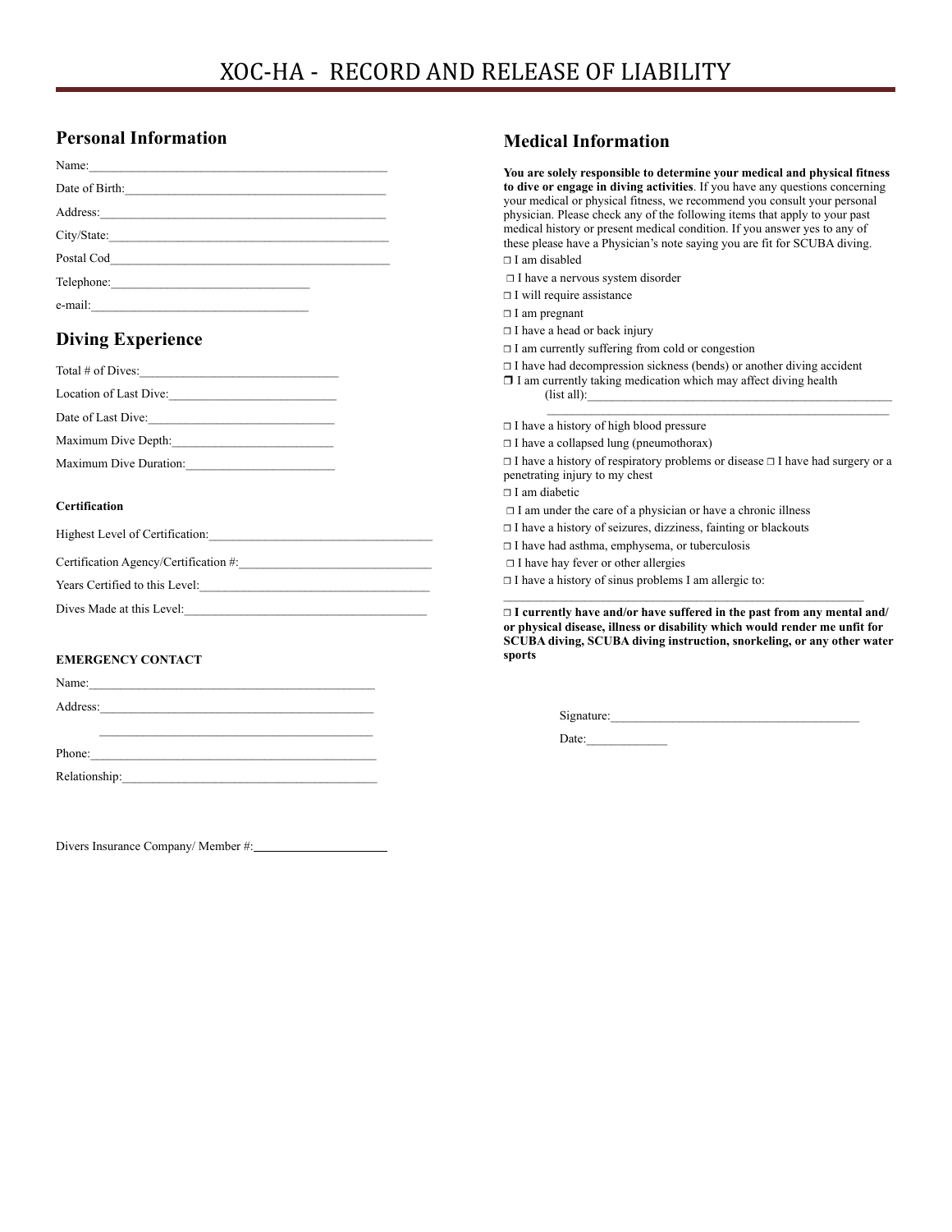# XOC-HA - RECORD AND RELEASE OF LIABILITY

## Personal Information

Name:_______________________________________________

Date of Birth:__________________________________________

Address:_____________________________________________

City/State:___________________________________________

Postal Cod___________________________________________

Telephone:______________________________

e-mail:_________________________________

## Diving Experience

Total # of Dives:______________________________

Location of Last Dive:__________________________

Date of Last Dive:_____________________________

Maximum Dive Depth:__________________________

Maximum Dive Duration:_______________________

#### Certification

Highest Level of Certification:_________________________________

Certification Agency/Certification #:_____________________________

Years Certified to this Level:___________________________________

Dives Made at this Level:_______________________________________

#### EMERGENCY CONTACT

Name:_______________________________________________

Address:_____________________________________________

_____________________________________________

Phone:______________________________________________

Relationship:_________________________________________

Divers Insurance Company/ Member #:_____________________

## Medical Information

**You are solely responsible to determine your medical and physical fitness to dive or engage in diving activities**. If you have any questions concerning your medical or physical fitness, we recommend you consult your personal physician. Please check any of the following items that apply to your past medical history or present medical condition. If you answer yes to any of these please have a Physician's note saying you are fit for SCUBA diving.

❒ I am disabled

❒ I have a nervous system disorder

❒ I will require assistance

❒ I am pregnant

❒ I have a head or back injury

❒ I am currently suffering from cold or congestion

❒ I have had decompression sickness (bends) or another diving accident

❒ I am currently taking medication which may affect diving health (list all):____________________________________________________
_______________________________________________________

❒ I have a history of high blood pressure

❒ I have a collapsed lung (pneumothorax)

❒ I have a history of respiratory problems or disease ❒ I have had surgery or a penetrating injury to my chest

❒ I am diabetic

❒ I am under the care of a physician or have a chronic illness

❒ I have a history of seizures, dizziness, fainting or blackouts

❒ I have had asthma, emphysema, or tuberculosis

❒ I have hay fever or other allergies

❒ I have a history of sinus problems I am allergic to:
_____________________________________________________________

**❒ I currently have and/or have suffered in the past from any mental and/or physical disease, illness or disability which would render me unfit for SCUBA diving, SCUBA diving instruction, snorkeling, or any other water sports**

Signature:_______________________________________

Date:_____________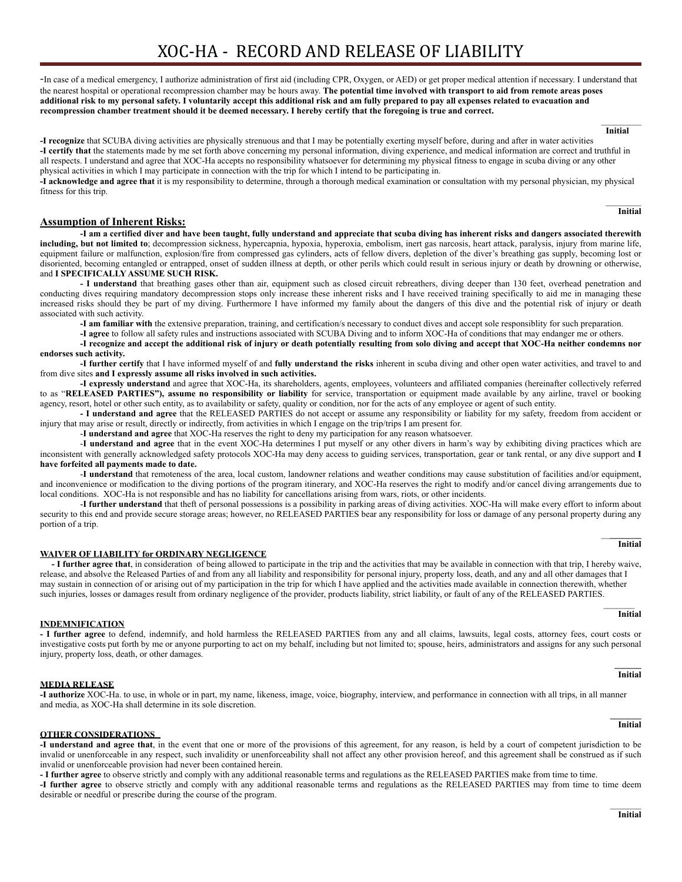# XOC-HA - RECORD AND RELEASE OF LIABILITY

-In case of a medical emergency, I authorize administration of first aid (including CPR, Oxygen, or AED) or get proper medical attention if necessary. I understand that the nearest hospital or operational recompression chamber may be hours away. **The potential time involved with transport to aid from remote areas poses additional risk to my personal safety. I voluntarily accept this additional risk and am fully prepared to pay all expenses related to evacuation and recompression chamber treatment should it be deemed necessary. I hereby certify that the foregoing is true and correct.**

_______ **Initial**

**-I recognize** that SCUBA diving activities are physically strenuous and that I may be potentially exerting myself before, during and after in water activities
**-I certify that** the statements made by me set forth above concerning my personal information, diving experience, and medical information are correct and truthful in all respects. I understand and agree that XOC-Ha accepts no responsibility whatsoever for determining my physical fitness to engage in scuba diving or any other physical activities in which I may participate in connection with the trip for which I intend to be participating in.
**-I acknowledge and agree that** it is my responsibility to determine, through a thorough medical examination or consultation with my personal physician, my physical fitness for this trip.

_______ **Initial**

## Assumption of Inherent Risks:

**-I am a certified diver and have been taught, fully understand and appreciate that scuba diving has inherent risks and dangers associated therewith including, but not limited to**; decompression sickness, hypercapnia, hypoxia, hyperoxia, embolism, inert gas narcosis, heart attack, paralysis, injury from marine life, equipment failure or malfunction, explosion/fire from compressed gas cylinders, acts of fellow divers, depletion of the diver's breathing gas supply, becoming lost or disoriented, becoming entangled or entrapped, onset of sudden illness at depth, or other perils which could result in serious injury or death by drowning or otherwise, and **I SPECIFICALLY ASSUME SUCH RISK.**

**- I understand** that breathing gases other than air, equipment such as closed circuit rebreathers, diving deeper than 130 feet, overhead penetration and conducting dives requiring mandatory decompression stops only increase these inherent risks and I have received training specifically to aid me in managing these increased risks should they be part of my diving. Furthermore I have informed my family about the dangers of this dive and the potential risk of injury or death associated with such activity.

**-I am familiar with** the extensive preparation, training, and certification/s necessary to conduct dives and accept sole responsiblity for such preparation.

**-I agree** to follow all safety rules and instructions associated with SCUBA Diving and to inform XOC-Ha of conditions that may endanger me or others.

**-I recognize and accept the additional risk of injury or death potentially resulting from solo diving and accept that XOC-Ha neither condemns nor endorses such activity.**

**-I further certify** that I have informed myself of and **fully understand the risks** inherent in scuba diving and other open water activities, and travel to and from dive sites **and I expressly assume all risks involved in such activities.**

**-I expressly understand** and agree that XOC-Ha, its shareholders, agents, employees, volunteers and affiliated companies (hereinafter collectively referred to as "**RELEASED PARTIES"), assume no responsibility or liability** for service, transportation or equipment made available by any airline, travel or booking agency, resort, hotel or other such entity, as to availability or safety, quality or condition, nor for the acts of any employee or agent of such entity.

**- I understand and agree** that the RELEASED PARTIES do not accept or assume any responsibility or liability for my safety, freedom from accident or injury that may arise or result, directly or indirectly, from activities in which I engage on the trip/trips I am present for.

-**I understand and agree** that XOC-Ha reserves the right to deny my participation for any reason whatsoever.

-**I understand and agree** that in the event XOC-Ha determines I put myself or any other divers in harm's way by exhibiting diving practices which are inconsistent with generally acknowledged safety protocols XOC-Ha may deny access to guiding services, transportation, gear or tank rental, or any dive support and **I have forfeited all payments made to date.**

-**I understand** that remoteness of the area, local custom, landowner relations and weather conditions may cause substitution of facilities and/or equipment, and inconvenience or modification to the diving portions of the program itinerary, and XOC-Ha reserves the right to modify and/or cancel diving arrangements due to local conditions. XOC-Ha is not responsible and has no liability for cancellations arising from wars, riots, or other incidents.

-**I further understand** that theft of personal possessions is a possibility in parking areas of diving activities. XOC-Ha will make every effort to inform about security to this end and provide secure storage areas; however, no RELEASED PARTIES bear any responsibility for loss or damage of any personal property during any portion of a trip.

_______ **Initial**

**WAIVER OF LIABILITY for ORDINARY NEGLIGENCE**

**- I further agree that**, in consideration of being allowed to participate in the trip and the activities that may be available in connection with that trip, I hereby waive, release, and absolve the Released Parties of and from any all liability and responsibility for personal injury, property loss, death, and any and all other damages that I may sustain in connection of or arising out of my participation in the trip for which I have applied and the activities made available in connection therewith, whether such injuries, losses or damages result from ordinary negligence of the provider, products liability, strict liability, or fault of any of the RELEASED PARTIES.

_______ **Initial**

**INDEMNIFICATION**

**- I further agree** to defend, indemnify, and hold harmless the RELEASED PARTIES from any and all claims, lawsuits, legal costs, attorney fees, court costs or investigative costs put forth by me or anyone purporting to act on my behalf, including but not limited to; spouse, heirs, administrators and assigns for any such personal injury, property loss, death, or other damages.

_______ **Initial**

**MEDIA RELEASE**

**-I authorize** XOC-Ha. to use, in whole or in part, my name, likeness, image, voice, biography, interview, and performance in connection with all trips, in all manner and media, as XOC-Ha shall determine in its sole discretion.

_______ **Initial**

**OTHER CONSIDERATIONS**

**-I understand and agree that**, in the event that one or more of the provisions of this agreement, for any reason, is held by a court of competent jurisdiction to be invalid or unenforceable in any respect, such invalidity or unenforceability shall not affect any other provision hereof, and this agreement shall be construed as if such invalid or unenforceable provision had never been contained herein.
**- I further agree** to observe strictly and comply with any additional reasonable terms and regulations as the RELEASED PARTIES make from time to time.
**-I further agree** to observe strictly and comply with any additional reasonable terms and regulations as the RELEASED PARTIES may from time to time deem desirable or needful or prescribe during the course of the program.

_______ **Initial**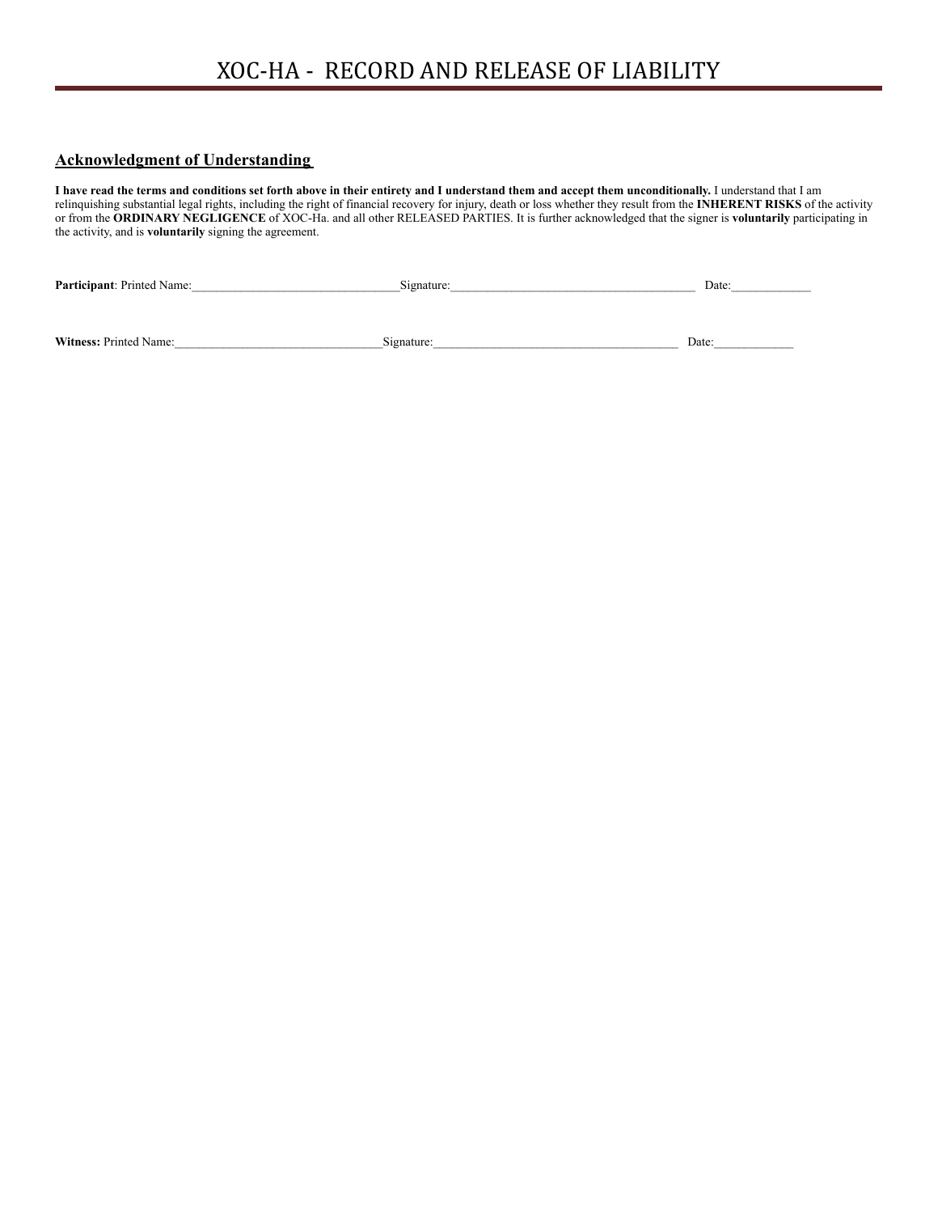# XOC-HA - RECORD AND RELEASE OF LIABILITY

## <u>Acknowledgment of Understanding</u>

**I have read the terms and conditions set forth above in their entirety and I understand them and accept them unconditionally.** I understand that I am relinquishing substantial legal rights, including the right of financial recovery for injury, death or loss whether they result from the **INHERENT RISKS** of the activity or from the **ORDINARY NEGLIGENCE** of XOC-Ha. and all other RELEASED PARTIES. It is further acknowledged that the signer is **voluntarily** participating in the activity, and is **voluntarily** signing the agreement.

**Participant**: Printed Name:_________________________________Signature:_______________________________________ Date:____________

**Witness:** Printed Name:_________________________________Signature:_______________________________________ Date:____________